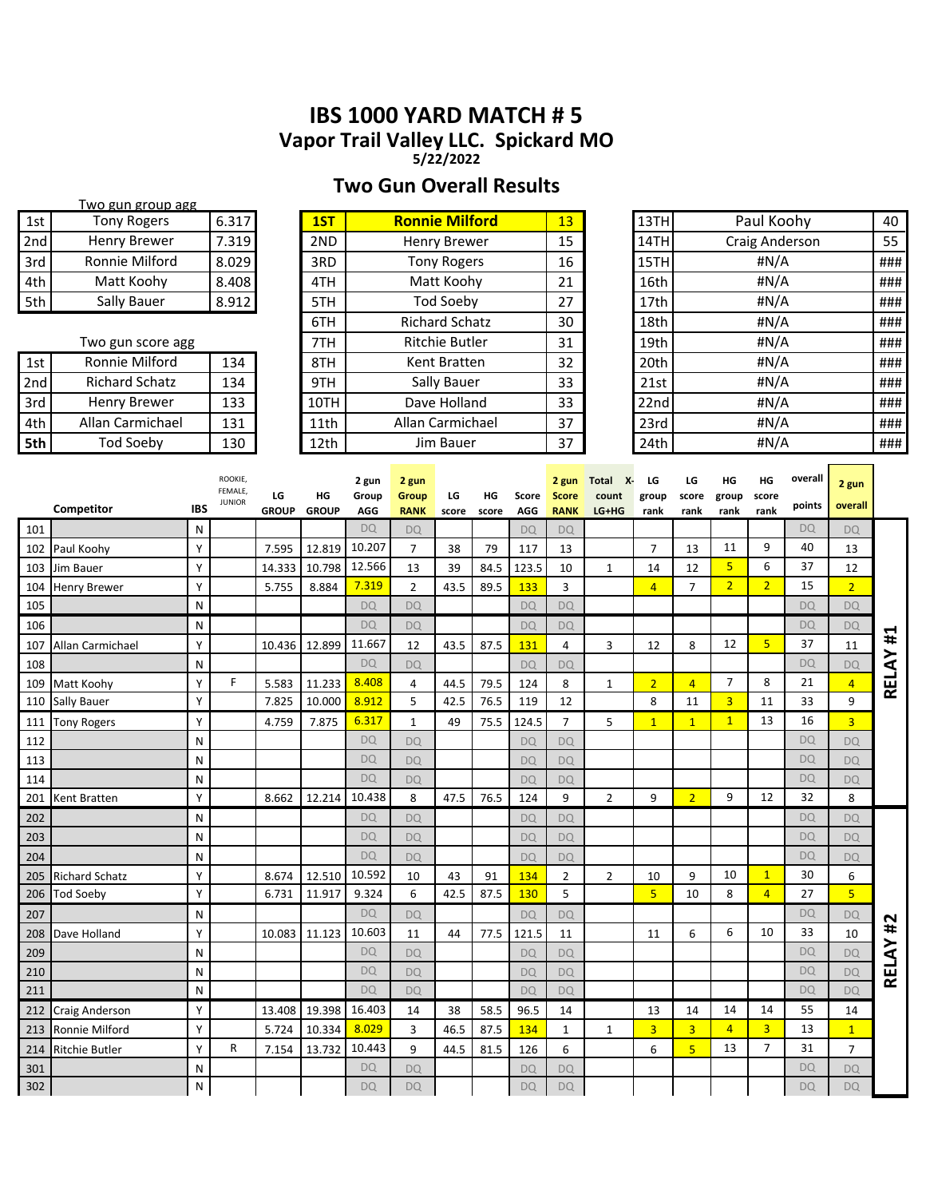# IBS 1000 YARD MATCH # 5

## Vapor Trail Valley LLC. Spickard MO

**5/22/2022**

## Two Gun Overall Results

**Two gun group agg**

| | | |
|---|---|---|
| 1st | Tony Rogers | 6.317 |
| 2nd | Henry Brewer | 7.319 |
| 3rd | Ronnie Milford | 8.029 |
| 4th | Matt Koohy | 8.408 |
| 5th | Sally Bauer | 8.912 |

**Two gun score agg**

| | | |
|---|---|---|
| 1st | Ronnie Milford | 134 |
| 2nd | Richard Schatz | 134 |
| 3rd | Henry Brewer | 133 |
| 4th | Allan Carmichael | 131 |
| 5th | Tod Soeby | 130 |

| | | |
|---|---|---|
| **1ST** | **Ronnie Milford** | 13 |
| 2ND | Henry Brewer | 15 |
| 3RD | Tony Rogers | 16 |
| 4TH | Matt Koohy | 21 |
| 5TH | Tod Soeby | 27 |
| 6TH | Richard Schatz | 30 |
| 7TH | Ritchie Butler | 31 |
| 8TH | Kent Bratten | 32 |
| 9TH | Sally Bauer | 33 |
| 10TH | Dave Holland | 33 |
| 11th | Allan Carmichael | 37 |
| 12th | Jim Bauer | 37 |
| 13TH | Paul Koohy | 40 |
| 14TH | Craig Anderson | 55 |
| 15TH | #N/A | ### |
| 16th | #N/A | ### |
| 17th | #N/A | ### |
| 18th | #N/A | ### |
| 19th | #N/A | ### |
| 20th | #N/A | ### |
| 21st | #N/A | ### |
| 22nd | #N/A | ### |
| 23rd | #N/A | ### |
| 24th | #N/A | ### |

| | Competitor | IBS | ROOKIE, FEMALE, JUNIOR | LG GROUP | HG GROUP | 2 gun Group AGG | 2 gun Group RANK | LG score | HG score | Score AGG | 2 gun Score RANK | Total X-count LG+HG | LG group rank | LG score rank | HG group rank | HG score rank | overall points | 2 gun overall | |
|---|---|---|---|---|---|---|---|---|---|---|---|---|---|---|---|---|---|---|---|
| 101 | | N | | | | DQ | DQ | | | DQ | DQ | | | | | | DQ | DQ | RELAY #1 |
| 102 | Paul Koohy | Y | | 7.595 | 12.819 | 10.207 | 7 | 38 | 79 | 117 | 13 | | 7 | 13 | 11 | 9 | 40 | 13 | |
| 103 | Jim Bauer | Y | | 14.333 | 10.798 | 12.566 | 13 | 39 | 84.5 | 123.5 | 10 | 1 | 14 | 12 | 5 | 6 | 37 | 12 | |
| 104 | Henry Brewer | Y | | 5.755 | 8.884 | 7.319 | 2 | 43.5 | 89.5 | 133 | 3 | | 4 | 7 | 2 | 2 | 15 | 2 | |
| 105 | | N | | | | DQ | DQ | | | DQ | DQ | | | | | | DQ | DQ | |
| 106 | | N | | | | DQ | DQ | | | DQ | DQ | | | | | | DQ | DQ | |
| 107 | Allan Carmichael | Y | | 10.436 | 12.899 | 11.667 | 12 | 43.5 | 87.5 | 131 | 4 | 3 | 12 | 8 | 12 | 5 | 37 | 11 | |
| 108 | | N | | | | DQ | DQ | | | DQ | DQ | | | | | | DQ | DQ | |
| 109 | Matt Koohy | Y | F | 5.583 | 11.233 | 8.408 | 4 | 44.5 | 79.5 | 124 | 8 | 1 | 2 | 4 | 7 | 8 | 21 | 4 | |
| 110 | Sally Bauer | Y | | 7.825 | 10.000 | 8.912 | 5 | 42.5 | 76.5 | 119 | 12 | | 8 | 11 | 3 | 11 | 33 | 9 | |
| 111 | Tony Rogers | Y | | 4.759 | 7.875 | 6.317 | 1 | 49 | 75.5 | 124.5 | 7 | 5 | 1 | 1 | 1 | 13 | 16 | 3 | |
| 112 | | N | | | | DQ | DQ | | | DQ | DQ | | | | | | DQ | DQ | |
| 113 | | N | | | | DQ | DQ | | | DQ | DQ | | | | | | DQ | DQ | |
| 114 | | N | | | | DQ | DQ | | | DQ | DQ | | | | | | DQ | DQ | |
| 201 | Kent Bratten | Y | | 8.662 | 12.214 | 10.438 | 8 | 47.5 | 76.5 | 124 | 9 | 2 | 9 | 2 | 9 | 12 | 32 | 8 | |
| 202 | | N | | | | DQ | DQ | | | DQ | DQ | | | | | | DQ | DQ | RELAY #2 |
| 203 | | N | | | | DQ | DQ | | | DQ | DQ | | | | | | DQ | DQ | |
| 204 | | N | | | | DQ | DQ | | | DQ | DQ | | | | | | DQ | DQ | |
| 205 | Richard Schatz | Y | | 8.674 | 12.510 | 10.592 | 10 | 43 | 91 | 134 | 2 | 2 | 10 | 9 | 10 | 1 | 30 | 6 | |
| 206 | Tod Soeby | Y | | 6.731 | 11.917 | 9.324 | 6 | 42.5 | 87.5 | 130 | 5 | | 5 | 10 | 8 | 4 | 27 | 5 | |
| 207 | | N | | | | DQ | DQ | | | DQ | DQ | | | | | | DQ | DQ | |
| 208 | Dave Holland | Y | | 10.083 | 11.123 | 10.603 | 11 | 44 | 77.5 | 121.5 | 11 | | 11 | 6 | 6 | 10 | 33 | 10 | |
| 209 | | N | | | | DQ | DQ | | | DQ | DQ | | | | | | DQ | DQ | |
| 210 | | N | | | | DQ | DQ | | | DQ | DQ | | | | | | DQ | DQ | |
| 211 | | N | | | | DQ | DQ | | | DQ | DQ | | | | | | DQ | DQ | |
| 212 | Craig Anderson | Y | | 13.408 | 19.398 | 16.403 | 14 | 38 | 58.5 | 96.5 | 14 | | 13 | 14 | 14 | 14 | 55 | 14 | |
| 213 | Ronnie Milford | Y | | 5.724 | 10.334 | 8.029 | 3 | 46.5 | 87.5 | 134 | 1 | 1 | 3 | 3 | 4 | 3 | 13 | 1 | |
| 214 | Ritchie Butler | Y | R | 7.154 | 13.732 | 10.443 | 9 | 44.5 | 81.5 | 126 | 6 | | 6 | 5 | 13 | 7 | 31 | 7 | |
| 301 | | N | | | | DQ | DQ | | | DQ | DQ | | | | | | DQ | DQ | |
| 302 | | N | | | | DQ | DQ | | | DQ | DQ | | | | | | DQ | DQ | |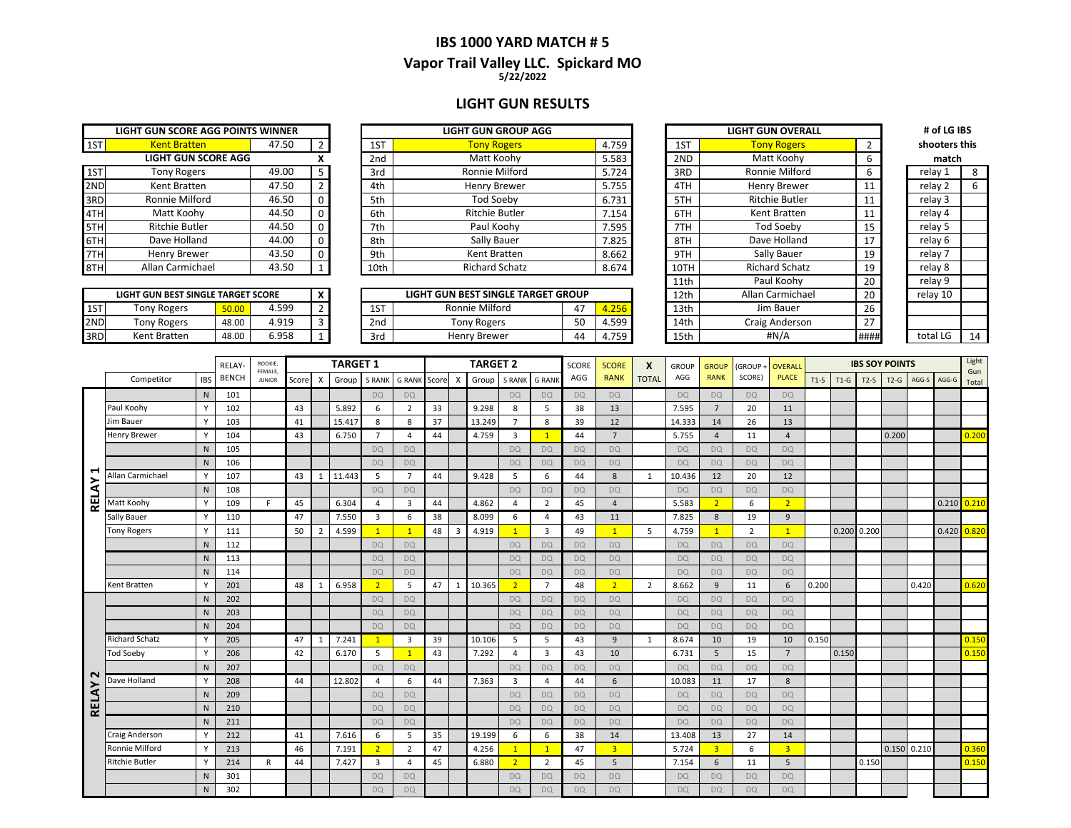# IBS 1000 YARD MATCH # 5

## Vapor Trail Valley LLC. Spickard MO

5/22/2022

## LIGHT GUN RESULTS

| LIGHT GUN SCORE AGG POINTS WINNER | | | |
|---|---|---|---|
| 1ST | Kent Bratten | 47.50 | 2 |
| **LIGHT GUN SCORE AGG** | | | X |
| 1ST | Tony Rogers | 49.00 | 5 |
| 2ND | Kent Bratten | 47.50 | 2 |
| 3RD | Ronnie Milford | 46.50 | 0 |
| 4TH | Matt Koohy | 44.50 | 0 |
| 5TH | Ritchie Butler | 44.50 | 0 |
| 6TH | Dave Holland | 44.00 | 0 |
| 7TH | Henry Brewer | 43.50 | 0 |
| 8TH | Allan Carmichael | 43.50 | 1 |

| LIGHT GUN BEST SINGLE TARGET SCORE | | | | X |
|---|---|---|---|---|
| 1ST | Tony Rogers | 50.00 | 4.599 | 2 |
| 2ND | Tony Rogers | 48.00 | 4.919 | 3 |
| 3RD | Kent Bratten | 48.00 | 6.958 | 1 |

| LIGHT GUN GROUP AGG | | |
|---|---|---|
| 1ST | Tony Rogers | 4.759 |
| 2nd | Matt Koohy | 5.583 |
| 3rd | Ronnie Milford | 5.724 |
| 4th | Henry Brewer | 5.755 |
| 5th | Tod Soeby | 6.731 |
| 6th | Ritchie Butler | 7.154 |
| 7th | Paul Koohy | 7.595 |
| 8th | Sally Bauer | 7.825 |
| 9th | Kent Bratten | 8.662 |
| 10th | Richard Schatz | 8.674 |

| LIGHT GUN BEST SINGLE TARGET GROUP | | | |
|---|---|---|---|
| 1ST | Ronnie Milford | 47 | 4.256 |
| 2nd | Tony Rogers | 50 | 4.599 |
| 3rd | Henry Brewer | 44 | 4.759 |

| LIGHT GUN OVERALL | | |
|---|---|---|
| 1ST | Tony Rogers | 2 |
| 2ND | Matt Koohy | 6 |
| 3RD | Ronnie Milford | 6 |
| 4TH | Henry Brewer | 11 |
| 5TH | Ritchie Butler | 11 |
| 6TH | Kent Bratten | 11 |
| 7TH | Tod Soeby | 15 |
| 8TH | Dave Holland | 17 |
| 9TH | Sally Bauer | 19 |
| 10TH | Richard Schatz | 19 |
| 11th | Paul Koohy | 20 |
| 12th | Allan Carmichael | 20 |
| 13th | Jim Bauer | 26 |
| 14th | Craig Anderson | 27 |
| 15th | #N/A | #### |

| # of LG IBS shooters this match | |
|---|---|
| relay 1 | 8 |
| relay 2 | 6 |
| relay 3 | |
| relay 4 | |
| relay 5 | |
| relay 6 | |
| relay 7 | |
| relay 8 | |
| relay 9 | |
| relay 10 | |
| | |
| | |
| total LG | 14 |

| | Competitor | IBS | RELAY-BENCH | ROOKIE, FEMALE, JUNIOR | TARGET 1 Score | X | Group | S RANK | G RANK | TARGET 2 Score | X | Group | S RANK | G RANK | SCORE AGG | SCORE RANK | X TOTAL | GROUP AGG | GROUP RANK | (GROUP + SCORE) | OVERALL PLACE | IBS SOY POINTS T1-S | T1-G | T2-S | T2-G | AGG-S | AGG-G | Light Gun Total |
|---|---|---|---|---|---|---|---|---|---|---|---|---|---|---|---|---|---|---|---|---|---|---|---|---|---|---|---|---|
| RELAY 1 | | N | 101 | | | | | DQ | DQ | | | | DQ | DQ | DQ | DQ | | DQ | DQ | DQ | DQ | | | | | | | |
| | Paul Koohy | Y | 102 | | 43 | | 5.892 | 6 | 2 | 33 | | 9.298 | 8 | 5 | 38 | 13 | | 7.595 | 7 | 20 | 11 | | | | | | | |
| | Jim Bauer | Y | 103 | | 41 | | 15.417 | 8 | 8 | 37 | | 13.249 | 7 | 8 | 39 | 12 | | 14.333 | 14 | 26 | 13 | | | | | | | |
| | Henry Brewer | Y | 104 | | 43 | | 6.750 | 7 | 4 | 44 | | 4.759 | 3 | 1 | 44 | 7 | | 5.755 | 4 | 11 | 4 | | | | 0.200 | | | 0.200 |
| | | N | 105 | | | | | DQ | DQ | | | | DQ | DQ | DQ | DQ | | DQ | DQ | DQ | DQ | | | | | | | |
| | | N | 106 | | | | | DQ | DQ | | | | DQ | DQ | DQ | DQ | | DQ | DQ | DQ | DQ | | | | | | | |
| | Allan Carmichael | Y | 107 | | 43 | 1 | 11.443 | 5 | 7 | 44 | | 9.428 | 5 | 6 | 44 | 8 | 1 | 10.436 | 12 | 20 | 12 | | | | | | | |
| | | N | 108 | | | | | DQ | DQ | | | | DQ | DQ | DQ | DQ | | DQ | DQ | DQ | DQ | | | | | | | |
| | Matt Koohy | Y | 109 | F | 45 | | 6.304 | 4 | 3 | 44 | | 4.862 | 4 | 2 | 45 | 4 | | 5.583 | 2 | 6 | 2 | | | | | | 0.210 | 0.210 |
| | Sally Bauer | Y | 110 | | 47 | | 7.550 | 3 | 6 | 38 | | 8.099 | 6 | 4 | 43 | 11 | | 7.825 | 8 | 19 | 9 | | | | | | | |
| | Tony Rogers | Y | 111 | | 50 | 2 | 4.599 | 1 | 1 | 48 | 3 | 4.919 | 1 | 3 | 49 | 1 | 5 | 4.759 | 1 | 2 | 1 | | 0.200 | 0.200 | | | 0.420 | 0.820 |
| | | N | 112 | | | | | DQ | DQ | | | | DQ | DQ | DQ | DQ | | DQ | DQ | DQ | DQ | | | | | | | |
| | | N | 113 | | | | | DQ | DQ | | | | DQ | DQ | DQ | DQ | | DQ | DQ | DQ | DQ | | | | | | | |
| | | N | 114 | | | | | DQ | DQ | | | | DQ | DQ | DQ | DQ | | DQ | DQ | DQ | DQ | | | | | | | |
| | Kent Bratten | Y | 201 | | 48 | 1 | 6.958 | 2 | 5 | 47 | 1 | 10.365 | 2 | 7 | 48 | 2 | 2 | 8.662 | 9 | 11 | 6 | 0.200 | | | | 0.420 | | 0.620 |
| RELAY 2 | | N | 202 | | | | | DQ | DQ | | | | DQ | DQ | DQ | DQ | | DQ | DQ | DQ | DQ | | | | | | | |
| | | N | 203 | | | | | DQ | DQ | | | | DQ | DQ | DQ | DQ | | DQ | DQ | DQ | DQ | | | | | | | |
| | | N | 204 | | | | | DQ | DQ | | | | DQ | DQ | DQ | DQ | | DQ | DQ | DQ | DQ | | | | | | | |
| | Richard Schatz | Y | 205 | | 47 | 1 | 7.241 | 1 | 3 | 39 | | 10.106 | 5 | 5 | 43 | 9 | 1 | 8.674 | 10 | 19 | 10 | 0.150 | | | | | | 0.150 |
| | Tod Soeby | Y | 206 | | 42 | | 6.170 | 5 | 1 | 43 | | 7.292 | 4 | 3 | 43 | 10 | | 6.731 | 5 | 15 | 7 | | 0.150 | | | | | 0.150 |
| | | N | 207 | | | | | DQ | DQ | | | | DQ | DQ | DQ | DQ | | DQ | DQ | DQ | DQ | | | | | | | |
| | Dave Holland | Y | 208 | | 44 | | 12.802 | 4 | 6 | 44 | | 7.363 | 3 | 4 | 44 | 6 | | 10.083 | 11 | 17 | 8 | | | | | | | |
| | | N | 209 | | | | | DQ | DQ | | | | DQ | DQ | DQ | DQ | | DQ | DQ | DQ | DQ | | | | | | | |
| | | N | 210 | | | | | DQ | DQ | | | | DQ | DQ | DQ | DQ | | DQ | DQ | DQ | DQ | | | | | | | |
| | | N | 211 | | | | | DQ | DQ | | | | DQ | DQ | DQ | DQ | | DQ | DQ | DQ | DQ | | | | | | | |
| | Craig Anderson | Y | 212 | | 41 | | 7.616 | 6 | 5 | 35 | | 19.199 | 6 | 6 | 38 | 14 | | 13.408 | 13 | 27 | 14 | | | | | | | |
| | Ronnie Milford | Y | 213 | | 46 | | 7.191 | 2 | 2 | 47 | | 4.256 | 1 | 1 | 47 | 3 | | 5.724 | 3 | 6 | 3 | | | | 0.150 | 0.210 | | 0.360 |
| | Ritchie Butler | Y | 214 | R | 44 | | 7.427 | 3 | 4 | 45 | | 6.880 | 2 | 2 | 45 | 5 | | 7.154 | 6 | 11 | 5 | | | 0.150 | | | | 0.150 |
| | | N | 301 | | | | | DQ | DQ | | | | DQ | DQ | DQ | DQ | | DQ | DQ | DQ | DQ | | | | | | | |
| | | N | 302 | | | | | DQ | DQ | | | | DQ | DQ | DQ | DQ | | DQ | DQ | DQ | DQ | | | | | | | |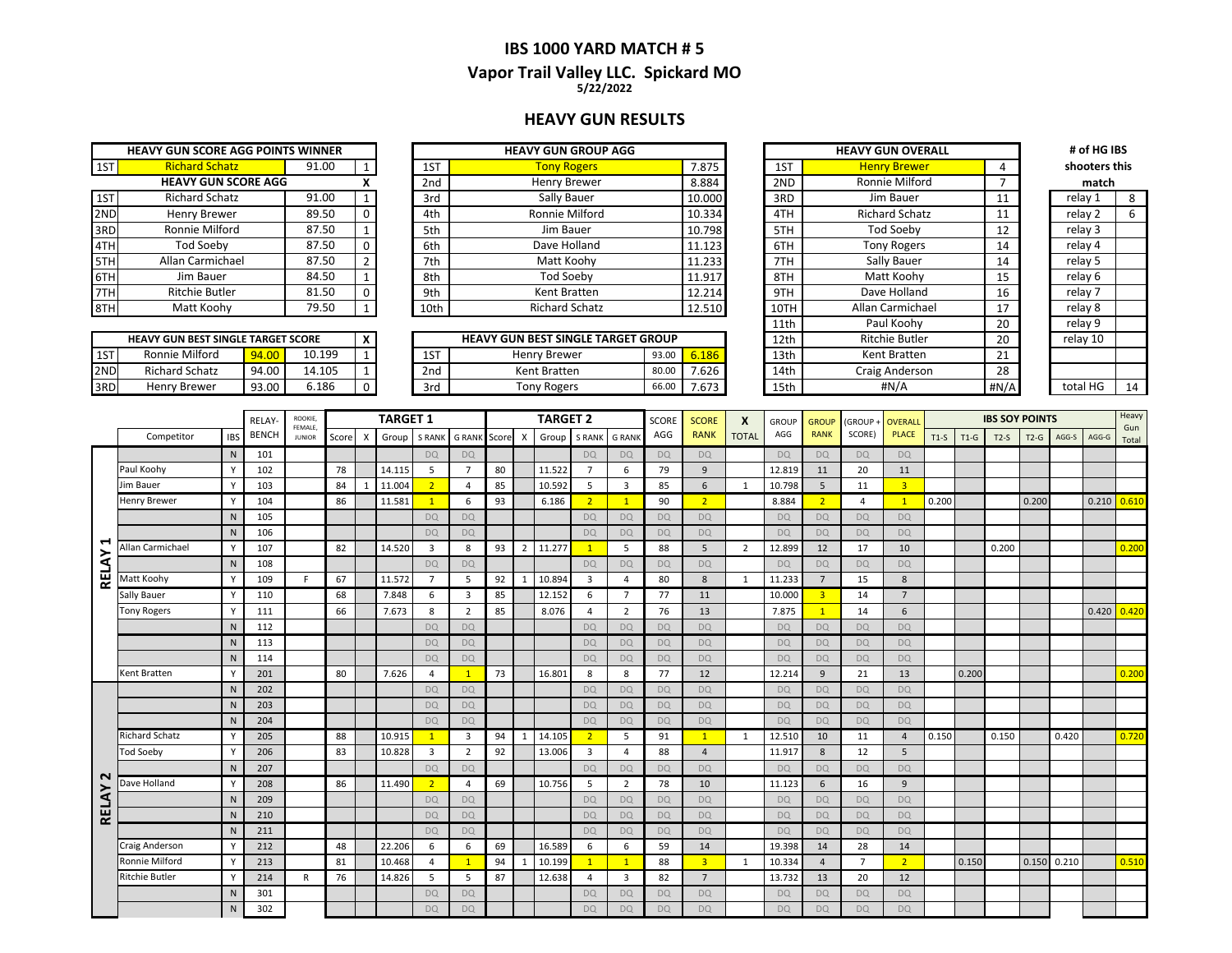# IBS 1000 YARD MATCH # 5

## Vapor Trail Valley LLC. Spickard MO

**5/22/2022**

## HEAVY GUN RESULTS

| HEAVY GUN SCORE AGG POINTS WINNER | | | |
|---|---|---|---|
| 1ST | Richard Schatz | 91.00 | 1 |

| HEAVY GUN SCORE AGG | | | X |
|---|---|---|---|
| 1ST | Richard Schatz | 91.00 | 1 |
| 2ND | Henry Brewer | 89.50 | 0 |
| 3RD | Ronnie Milford | 87.50 | 1 |
| 4TH | Tod Soeby | 87.50 | 0 |
| 5TH | Allan Carmichael | 87.50 | 2 |
| 6TH | Jim Bauer | 84.50 | 1 |
| 7TH | Ritchie Butler | 81.50 | 0 |
| 8TH | Matt Koohy | 79.50 | 1 |

| HEAVY GUN BEST SINGLE TARGET SCORE | | | | X |
|---|---|---|---|---|
| 1ST | Ronnie Milford | 94.00 | 10.199 | 1 |
| 2ND | Richard Schatz | 94.00 | 14.105 | 1 |
| 3RD | Henry Brewer | 93.00 | 6.186 | 0 |

| HEAVY GUN GROUP AGG | | |
|---|---|---|
| 1ST | Tony Rogers | 7.875 |
| 2nd | Henry Brewer | 8.884 |
| 3rd | Sally Bauer | 10.000 |
| 4th | Ronnie Milford | 10.334 |
| 5th | Jim Bauer | 10.798 |
| 6th | Dave Holland | 11.123 |
| 7th | Matt Koohy | 11.233 |
| 8th | Tod Soeby | 11.917 |
| 9th | Kent Bratten | 12.214 |
| 10th | Richard Schatz | 12.510 |

| HEAVY GUN BEST SINGLE TARGET GROUP | | | |
|---|---|---|---|
| 1ST | Henry Brewer | 93.00 | 6.186 |
| 2nd | Kent Bratten | 80.00 | 7.626 |
| 3rd | Tony Rogers | 66.00 | 7.673 |

| HEAVY GUN OVERALL | | |
|---|---|---|
| 1ST | Henry Brewer | 4 |
| 2ND | Ronnie Milford | 7 |
| 3RD | Jim Bauer | 11 |
| 4TH | Richard Schatz | 11 |
| 5TH | Tod Soeby | 12 |
| 6TH | Tony Rogers | 14 |
| 7TH | Sally Bauer | 14 |
| 8TH | Matt Koohy | 15 |
| 9TH | Dave Holland | 16 |
| 10TH | Allan Carmichael | 17 |
| 11th | Paul Koohy | 20 |
| 12th | Ritchie Butler | 20 |
| 13th | Kent Bratten | 21 |
| 14th | Craig Anderson | 28 |
| 15th | #N/A | #N/A |

| # of HG IBS shooters this match | |
|---|---|
| relay 1 | 8 |
| relay 2 | 6 |
| relay 3 | |
| relay 4 | |
| relay 5 | |
| relay 6 | |
| relay 7 | |
| relay 8 | |
| relay 9 | |
| relay 10 | |
| total HG | 14 |

| | | | | | TARGET 1 | | | | | TARGET 2 | | | | | | | | | | | | | IBS SOY POINTS | | | | | | |
|---|---|---|---|---|---|---|---|---|---|---|---|---|---|---|---|---|---|---|---|---|---|---|---|---|---|---|---|---|---|
| | Competitor | IBS | RELAY-BENCH | ROOKIE, FEMALE, JUNIOR | Score | X | Group | S RANK | G RANK | Score | X | Group | S RANK | G RANK | SCORE AGG | SCORE RANK | X TOTAL | GROUP AGG | GROUP RANK | (GROUP + SCORE) | OVERALL PLACE | T1-S | T1-G | T2-S | T2-G | AGG-S | AGG-G | Heavy Gun Total |
| RELAY 1 | | N | 101 | | | | | DQ | DQ | | | | DQ | DQ | DQ | DQ | | DQ | DQ | DQ | DQ | | | | | | | |
| | Paul Koohy | Y | 102 | | 78 | | 14.115 | 5 | 7 | 80 | | 11.522 | 7 | 6 | 79 | 9 | | 12.819 | 11 | 20 | 11 | | | | | | | |
| | Jim Bauer | Y | 103 | | 84 | 1 | 11.004 | 2 | 4 | 85 | | 10.592 | 5 | 3 | 85 | 6 | 1 | 10.798 | 5 | 11 | 3 | | | | | | | |
| | Henry Brewer | Y | 104 | | 86 | | 11.581 | 1 | 6 | 93 | | 6.186 | 2 | 1 | 90 | 2 | | 8.884 | 2 | 4 | 1 | 0.200 | | | 0.200 | | 0.210 | 0.610 |
| | | N | 105 | | | | | DQ | DQ | | | | DQ | DQ | DQ | DQ | | DQ | DQ | DQ | DQ | | | | | | | |
| | | N | 106 | | | | | DQ | DQ | | | | DQ | DQ | DQ | DQ | | DQ | DQ | DQ | DQ | | | | | | | |
| | Allan Carmichael | Y | 107 | | 82 | | 14.520 | 3 | 8 | 93 | 2 | 11.277 | 1 | 5 | 88 | 5 | 2 | 12.899 | 12 | 17 | 10 | | | 0.200 | | | | 0.200 |
| | | N | 108 | | | | | DQ | DQ | | | | DQ | DQ | DQ | DQ | | DQ | DQ | DQ | DQ | | | | | | | |
| | Matt Koohy | Y | 109 | F | 67 | | 11.572 | 7 | 5 | 92 | 1 | 10.894 | 3 | 4 | 80 | 8 | 1 | 11.233 | 7 | 15 | 8 | | | | | | | |
| | Sally Bauer | Y | 110 | | 68 | | 7.848 | 6 | 3 | 85 | | 12.152 | 6 | 7 | 77 | 11 | | 10.000 | 3 | 14 | 7 | | | | | | | |
| | Tony Rogers | Y | 111 | | 66 | | 7.673 | 8 | 2 | 85 | | 8.076 | 4 | 2 | 76 | 13 | | 7.875 | 1 | 14 | 6 | | | | | | 0.420 | 0.420 |
| | | N | 112 | | | | | DQ | DQ | | | | DQ | DQ | DQ | DQ | | DQ | DQ | DQ | DQ | | | | | | | |
| | | N | 113 | | | | | DQ | DQ | | | | DQ | DQ | DQ | DQ | | DQ | DQ | DQ | DQ | | | | | | | |
| | | N | 114 | | | | | DQ | DQ | | | | DQ | DQ | DQ | DQ | | DQ | DQ | DQ | DQ | | | | | | | |
| | Kent Bratten | Y | 201 | | 80 | | 7.626 | 4 | 1 | 73 | | 16.801 | 8 | 8 | 77 | 12 | | 12.214 | 9 | 21 | 13 | | 0.200 | | | | | 0.200 |
| RELAY 2 | | N | 202 | | | | | DQ | DQ | | | | DQ | DQ | DQ | DQ | | DQ | DQ | DQ | DQ | | | | | | | |
| | | N | 203 | | | | | DQ | DQ | | | | DQ | DQ | DQ | DQ | | DQ | DQ | DQ | DQ | | | | | | | |
| | | N | 204 | | | | | DQ | DQ | | | | DQ | DQ | DQ | DQ | | DQ | DQ | DQ | DQ | | | | | | | |
| | Richard Schatz | Y | 205 | | 88 | | 10.915 | 1 | 3 | 94 | 1 | 14.105 | 2 | 5 | 91 | 1 | 1 | 12.510 | 10 | 11 | 4 | 0.150 | | 0.150 | | 0.420 | | 0.720 |
| | Tod Soeby | Y | 206 | | 83 | | 10.828 | 3 | 2 | 92 | | 13.006 | 3 | 4 | 88 | 4 | | 11.917 | 8 | 12 | 5 | | | | | | | |
| | | N | 207 | | | | | DQ | DQ | | | | DQ | DQ | DQ | DQ | | DQ | DQ | DQ | DQ | | | | | | | |
| | Dave Holland | Y | 208 | | 86 | | 11.490 | 2 | 4 | 69 | | 10.756 | 5 | 2 | 78 | 10 | | 11.123 | 6 | 16 | 9 | | | | | | | |
| | | N | 209 | | | | | DQ | DQ | | | | DQ | DQ | DQ | DQ | | DQ | DQ | DQ | DQ | | | | | | | |
| | | N | 210 | | | | | DQ | DQ | | | | DQ | DQ | DQ | DQ | | DQ | DQ | DQ | DQ | | | | | | | |
| | | N | 211 | | | | | DQ | DQ | | | | DQ | DQ | DQ | DQ | | DQ | DQ | DQ | DQ | | | | | | | |
| | Craig Anderson | Y | 212 | | 48 | | 22.206 | 6 | 6 | 69 | | 16.589 | 6 | 6 | 59 | 14 | | 19.398 | 14 | 28 | 14 | | | | | | | |
| | Ronnie Milford | Y | 213 | | 81 | | 10.468 | 4 | 1 | 94 | 1 | 10.199 | 1 | 1 | 88 | 3 | 1 | 10.334 | 4 | 7 | 2 | | 0.150 | | 0.150 | 0.210 | | 0.510 |
| | Ritchie Butler | Y | 214 | R | 76 | | 14.826 | 5 | 5 | 87 | | 12.638 | 4 | 3 | 82 | 7 | | 13.732 | 13 | 20 | 12 | | | | | | | |
| | | N | 301 | | | | | DQ | DQ | | | | DQ | DQ | DQ | DQ | | DQ | DQ | DQ | DQ | | | | | | | |
| | | N | 302 | | | | | DQ | DQ | | | | DQ | DQ | DQ | DQ | | DQ | DQ | DQ | DQ | | | | | | | |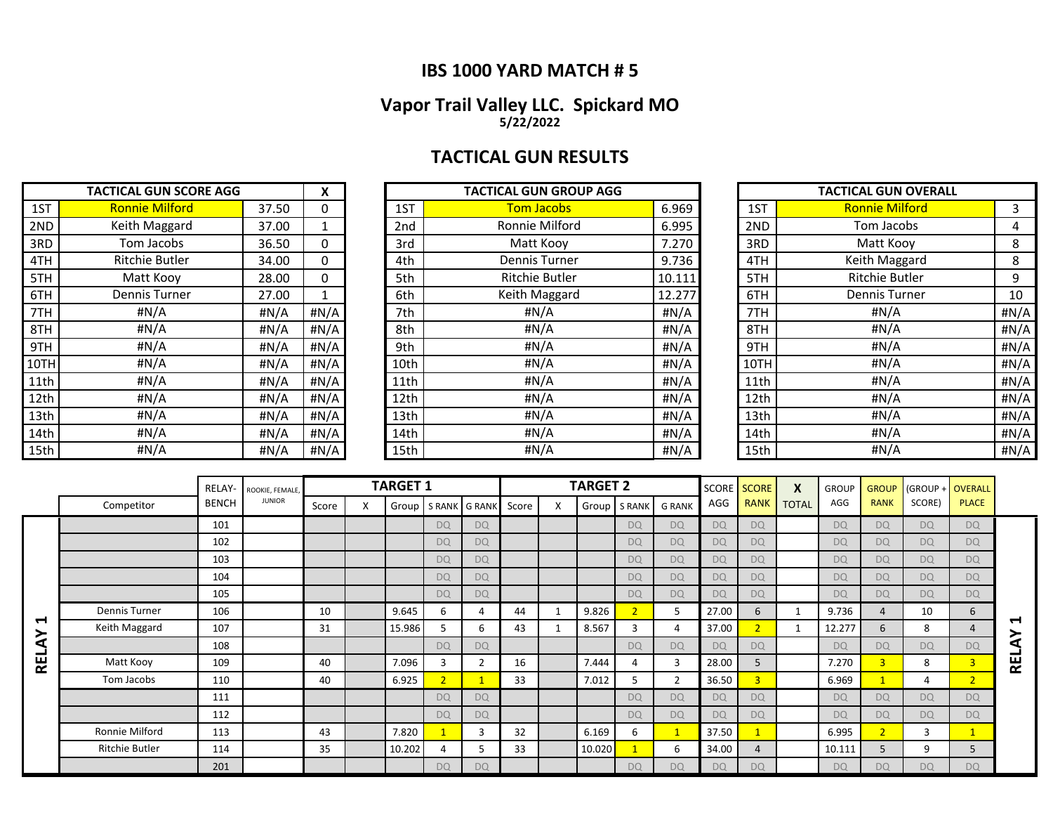## IBS 1000 YARD MATCH # 5

## Vapor Trail Valley LLC. Spickard MO

**5/22/2022**

## TACTICAL GUN RESULTS

| TACTICAL GUN SCORE AGG | | | X |
|---|---|---|---|
| 1ST | Ronnie Milford | 37.50 | 0 |
| 2ND | Keith Maggard | 37.00 | 1 |
| 3RD | Tom Jacobs | 36.50 | 0 |
| 4TH | Ritchie Butler | 34.00 | 0 |
| 5TH | Matt Kooy | 28.00 | 0 |
| 6TH | Dennis Turner | 27.00 | 1 |
| 7TH | #N/A | #N/A | #N/A |
| 8TH | #N/A | #N/A | #N/A |
| 9TH | #N/A | #N/A | #N/A |
| 10TH | #N/A | #N/A | #N/A |
| 11th | #N/A | #N/A | #N/A |
| 12th | #N/A | #N/A | #N/A |
| 13th | #N/A | #N/A | #N/A |
| 14th | #N/A | #N/A | #N/A |
| 15th | #N/A | #N/A | #N/A |

| TACTICAL GUN GROUP AGG | | |
|---|---|---|
| 1ST | Tom Jacobs | 6.969 |
| 2nd | Ronnie Milford | 6.995 |
| 3rd | Matt Kooy | 7.270 |
| 4th | Dennis Turner | 9.736 |
| 5th | Ritchie Butler | 10.111 |
| 6th | Keith Maggard | 12.277 |
| 7th | #N/A | #N/A |
| 8th | #N/A | #N/A |
| 9th | #N/A | #N/A |
| 10th | #N/A | #N/A |
| 11th | #N/A | #N/A |
| 12th | #N/A | #N/A |
| 13th | #N/A | #N/A |
| 14th | #N/A | #N/A |
| 15th | #N/A | #N/A |

| TACTICAL GUN OVERALL | | |
|---|---|---|
| 1ST | Ronnie Milford | 3 |
| 2ND | Tom Jacobs | 4 |
| 3RD | Matt Kooy | 8 |
| 4TH | Keith Maggard | 8 |
| 5TH | Ritchie Butler | 9 |
| 6TH | Dennis Turner | 10 |
| 7TH | #N/A | #N/A |
| 8TH | #N/A | #N/A |
| 9TH | #N/A | #N/A |
| 10TH | #N/A | #N/A |
| 11th | #N/A | #N/A |
| 12th | #N/A | #N/A |
| 13th | #N/A | #N/A |
| 14th | #N/A | #N/A |
| 15th | #N/A | #N/A |

| | Competitor | RELAY-BENCH | ROOKIE, FEMALE, JUNIOR | TARGET 1 | | | | | TARGET 2 | | | | | SCORE AGG | SCORE RANK | X TOTAL | GROUP AGG | GROUP RANK | (GROUP + SCORE) | OVERALL PLACE |
|---|---|---|---|---|---|---|---|---|---|---|---|---|---|---|---|---|---|---|---|---|
| | | | | Score | X | Group | S RANK | G RANK | Score | X | Group | S RANK | G RANK | | | | | | | |
| RELAY 1 | | 101 | | | | | DQ | DQ | | | | DQ | DQ | DQ | DQ | | DQ | DQ | DQ | DQ |
| | | 102 | | | | | DQ | DQ | | | | DQ | DQ | DQ | DQ | | DQ | DQ | DQ | DQ |
| | | 103 | | | | | DQ | DQ | | | | DQ | DQ | DQ | DQ | | DQ | DQ | DQ | DQ |
| | | 104 | | | | | DQ | DQ | | | | DQ | DQ | DQ | DQ | | DQ | DQ | DQ | DQ |
| | | 105 | | | | | DQ | DQ | | | | DQ | DQ | DQ | DQ | | DQ | DQ | DQ | DQ |
| | Dennis Turner | 106 | | 10 | | 9.645 | 6 | 4 | 44 | 1 | 9.826 | 2 | 5 | 27.00 | 6 | 1 | 9.736 | 4 | 10 | 6 |
| | Keith Maggard | 107 | | 31 | | 15.986 | 5 | 6 | 43 | 1 | 8.567 | 3 | 4 | 37.00 | 2 | 1 | 12.277 | 6 | 8 | 4 |
| | | 108 | | | | | DQ | DQ | | | | DQ | DQ | DQ | DQ | | DQ | DQ | DQ | DQ |
| | Matt Kooy | 109 | | 40 | | 7.096 | 3 | 2 | 16 | | 7.444 | 4 | 3 | 28.00 | 5 | | 7.270 | 3 | 8 | 3 |
| | Tom Jacobs | 110 | | 40 | | 6.925 | 2 | 1 | 33 | | 7.012 | 5 | 2 | 36.50 | 3 | | 6.969 | 1 | 4 | 2 |
| | | 111 | | | | | DQ | DQ | | | | DQ | DQ | DQ | DQ | | DQ | DQ | DQ | DQ |
| | | 112 | | | | | DQ | DQ | | | | DQ | DQ | DQ | DQ | | DQ | DQ | DQ | DQ |
| | Ronnie Milford | 113 | | 43 | | 7.820 | 1 | 3 | 32 | | 6.169 | 6 | 1 | 37.50 | 1 | | 6.995 | 2 | 3 | 1 |
| | Ritchie Butler | 114 | | 35 | | 10.202 | 4 | 5 | 33 | | 10.020 | 1 | 6 | 34.00 | 4 | | 10.111 | 5 | 9 | 5 |
| | | 201 | | | | | DQ | DQ | | | | DQ | DQ | DQ | DQ | | DQ | DQ | DQ | DQ |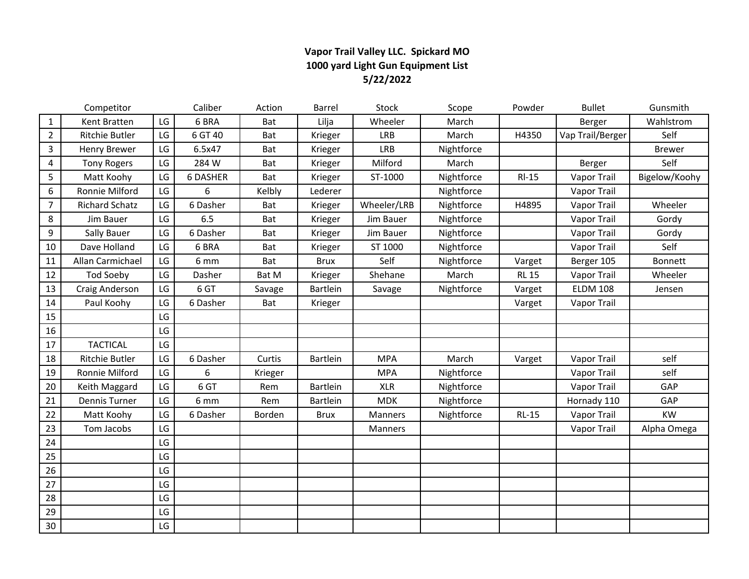**Vapor Trail Valley LLC. Spickard MO**
**1000 yard Light Gun Equipment List**
**5/22/2022**

| | Competitor | | Caliber | Action | Barrel | Stock | Scope | Powder | Bullet | Gunsmith |
|---|---|---|---|---|---|---|---|---|---|---|
| 1 | Kent Bratten | LG | 6 BRA | Bat | Lilja | Wheeler | March | | Berger | Wahlstrom |
| 2 | Ritchie Butler | LG | 6 GT 40 | Bat | Krieger | LRB | March | H4350 | Vap Trail/Berger | Self |
| 3 | Henry Brewer | LG | 6.5x47 | Bat | Krieger | LRB | Nightforce | | | Brewer |
| 4 | Tony Rogers | LG | 284 W | Bat | Krieger | Milford | March | | Berger | Self |
| 5 | Matt Koohy | LG | 6 DASHER | Bat | Krieger | ST-1000 | Nightforce | Rl-15 | Vapor Trail | Bigelow/Koohy |
| 6 | Ronnie Milford | LG | 6 | Kelbly | Lederer | | Nightforce | | Vapor Trail | |
| 7 | Richard Schatz | LG | 6 Dasher | Bat | Krieger | Wheeler/LRB | Nightforce | H4895 | Vapor Trail | Wheeler |
| 8 | Jim Bauer | LG | 6.5 | Bat | Krieger | Jim Bauer | Nightforce | | Vapor Trail | Gordy |
| 9 | Sally Bauer | LG | 6 Dasher | Bat | Krieger | Jim Bauer | Nightforce | | Vapor Trail | Gordy |
| 10 | Dave Holland | LG | 6 BRA | Bat | Krieger | ST 1000 | Nightforce | | Vapor Trail | Self |
| 11 | Allan Carmichael | LG | 6 mm | Bat | Brux | Self | Nightforce | Varget | Berger 105 | Bonnett |
| 12 | Tod Soeby | LG | Dasher | Bat M | Krieger | Shehane | March | RL 15 | Vapor Trail | Wheeler |
| 13 | Craig Anderson | LG | 6 GT | Savage | Bartlein | Savage | Nightforce | Varget | ELDM 108 | Jensen |
| 14 | Paul Koohy | LG | 6 Dasher | Bat | Krieger | | | Varget | Vapor Trail | |
| 15 | | LG | | | | | | | | |
| 16 | | LG | | | | | | | | |
| 17 | TACTICAL | LG | | | | | | | | |
| 18 | Ritchie Butler | LG | 6 Dasher | Curtis | Bartlein | MPA | March | Varget | Vapor Trail | self |
| 19 | Ronnie Milford | LG | 6 | Krieger | | MPA | Nightforce | | Vapor Trail | self |
| 20 | Keith Maggard | LG | 6 GT | Rem | Bartlein | XLR | Nightforce | | Vapor Trail | GAP |
| 21 | Dennis Turner | LG | 6 mm | Rem | Bartlein | MDK | Nightforce | | Hornady 110 | GAP |
| 22 | Matt Koohy | LG | 6 Dasher | Borden | Brux | Manners | Nightforce | RL-15 | Vapor Trail | KW |
| 23 | Tom Jacobs | LG | | | | Manners | | | Vapor Trail | Alpha Omega |
| 24 | | LG | | | | | | | | |
| 25 | | LG | | | | | | | | |
| 26 | | LG | | | | | | | | |
| 27 | | LG | | | | | | | | |
| 28 | | LG | | | | | | | | |
| 29 | | LG | | | | | | | | |
| 30 | | LG | | | | | | | | |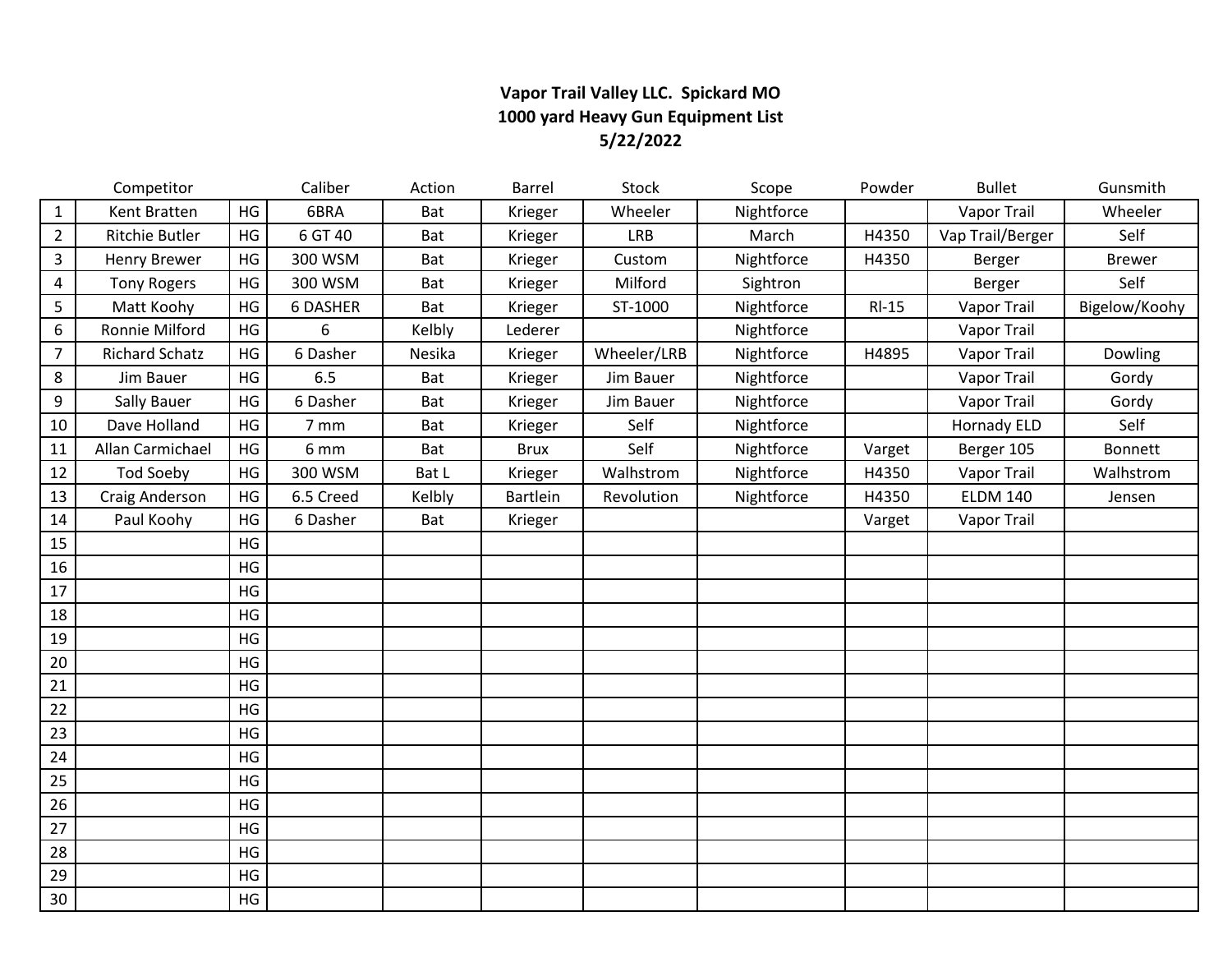**Vapor Trail Valley LLC. Spickard MO**
**1000 yard Heavy Gun Equipment List**
**5/22/2022**

| | Competitor | | Caliber | Action | Barrel | Stock | Scope | Powder | Bullet | Gunsmith |
|---|---|---|---|---|---|---|---|---|---|---|
| 1 | Kent Bratten | HG | 6BRA | Bat | Krieger | Wheeler | Nightforce | | Vapor Trail | Wheeler |
| 2 | Ritchie Butler | HG | 6 GT 40 | Bat | Krieger | LRB | March | H4350 | Vap Trail/Berger | Self |
| 3 | Henry Brewer | HG | 300 WSM | Bat | Krieger | Custom | Nightforce | H4350 | Berger | Brewer |
| 4 | Tony Rogers | HG | 300 WSM | Bat | Krieger | Milford | Sightron | | Berger | Self |
| 5 | Matt Koohy | HG | 6 DASHER | Bat | Krieger | ST-1000 | Nightforce | Rl-15 | Vapor Trail | Bigelow/Koohy |
| 6 | Ronnie Milford | HG | 6 | Kelbly | Lederer | | Nightforce | | Vapor Trail | |
| 7 | Richard Schatz | HG | 6 Dasher | Nesika | Krieger | Wheeler/LRB | Nightforce | H4895 | Vapor Trail | Dowling |
| 8 | Jim Bauer | HG | 6.5 | Bat | Krieger | Jim Bauer | Nightforce | | Vapor Trail | Gordy |
| 9 | Sally Bauer | HG | 6 Dasher | Bat | Krieger | Jim Bauer | Nightforce | | Vapor Trail | Gordy |
| 10 | Dave Holland | HG | 7 mm | Bat | Krieger | Self | Nightforce | | Hornady ELD | Self |
| 11 | Allan Carmichael | HG | 6 mm | Bat | Brux | Self | Nightforce | Varget | Berger 105 | Bonnett |
| 12 | Tod Soeby | HG | 300 WSM | Bat L | Krieger | Walhstrom | Nightforce | H4350 | Vapor Trail | Walhstrom |
| 13 | Craig Anderson | HG | 6.5 Creed | Kelbly | Bartlein | Revolution | Nightforce | H4350 | ELDM 140 | Jensen |
| 14 | Paul Koohy | HG | 6 Dasher | Bat | Krieger | | | Varget | Vapor Trail | |
| 15 | | HG | | | | | | | | |
| 16 | | HG | | | | | | | | |
| 17 | | HG | | | | | | | | |
| 18 | | HG | | | | | | | | |
| 19 | | HG | | | | | | | | |
| 20 | | HG | | | | | | | | |
| 21 | | HG | | | | | | | | |
| 22 | | HG | | | | | | | | |
| 23 | | HG | | | | | | | | |
| 24 | | HG | | | | | | | | |
| 25 | | HG | | | | | | | | |
| 26 | | HG | | | | | | | | |
| 27 | | HG | | | | | | | | |
| 28 | | HG | | | | | | | | |
| 29 | | HG | | | | | | | | |
| 30 | | HG | | | | | | | | |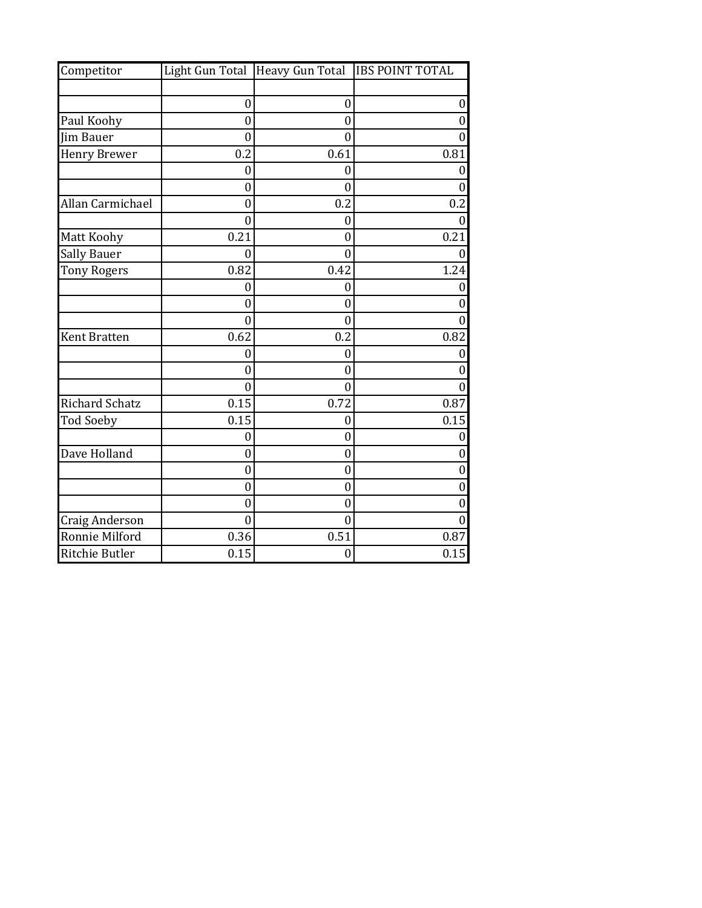| Competitor | Light Gun Total | Heavy Gun Total | IBS POINT TOTAL |
|---|---|---|---|
| | | | |
| | 0 | 0 | 0 |
| Paul Koohy | 0 | 0 | 0 |
| Jim Bauer | 0 | 0 | 0 |
| Henry Brewer | 0.2 | 0.61 | 0.81 |
| | 0 | 0 | 0 |
| | 0 | 0 | 0 |
| Allan Carmichael | 0 | 0.2 | 0.2 |
| | 0 | 0 | 0 |
| Matt Koohy | 0.21 | 0 | 0.21 |
| Sally Bauer | 0 | 0 | 0 |
| Tony Rogers | 0.82 | 0.42 | 1.24 |
| | 0 | 0 | 0 |
| | 0 | 0 | 0 |
| | 0 | 0 | 0 |
| Kent Bratten | 0.62 | 0.2 | 0.82 |
| | 0 | 0 | 0 |
| | 0 | 0 | 0 |
| | 0 | 0 | 0 |
| Richard Schatz | 0.15 | 0.72 | 0.87 |
| Tod Soeby | 0.15 | 0 | 0.15 |
| | 0 | 0 | 0 |
| Dave Holland | 0 | 0 | 0 |
| | 0 | 0 | 0 |
| | 0 | 0 | 0 |
| | 0 | 0 | 0 |
| Craig Anderson | 0 | 0 | 0 |
| Ronnie Milford | 0.36 | 0.51 | 0.87 |
| Ritchie Butler | 0.15 | 0 | 0.15 |